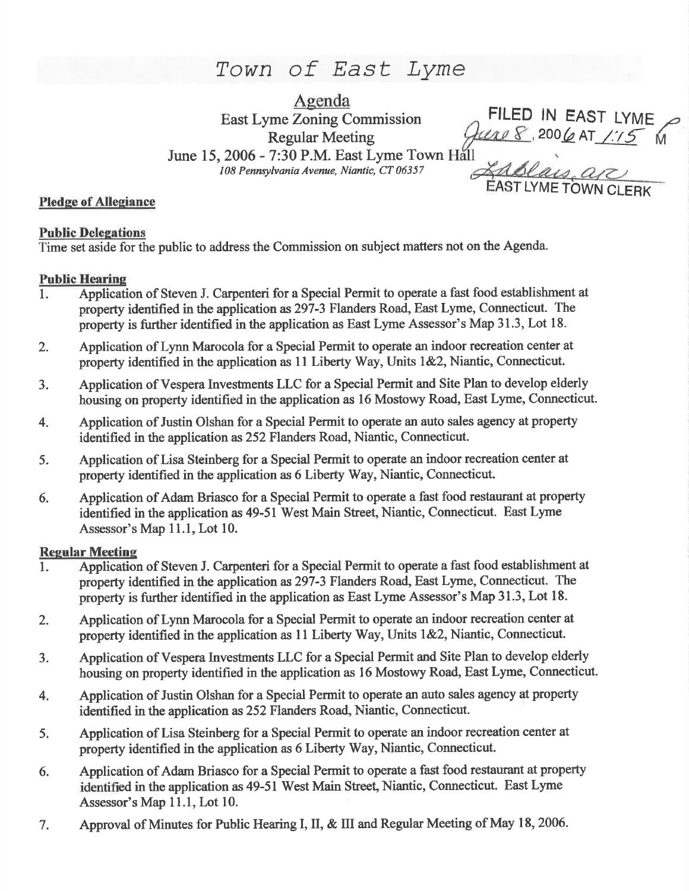# Town of East Lyme

## Agenda

East Lyme Zoning Commission
Regular Meeting
June 15, 2006 - 7:30 P.M. East Lyme Town Hall
*108 Pennsylvania Avenue, Niantic, CT 06357*

FILED IN EAST LYME
June 8, 2006 AT 1:15 PM
Lablais, ACC
EAST LYME TOWN CLERK

**Pledge of Allegiance**

**Public Delegations**

Time set aside for the public to address the Commission on subject matters not on the Agenda.

**Public Hearing**

1. Application of Steven J. Carpenteri for a Special Permit to operate a fast food establishment at property identified in the application as 297-3 Flanders Road, East Lyme, Connecticut. The property is further identified in the application as East Lyme Assessor's Map 31.3, Lot 18.
2. Application of Lynn Marocola for a Special Permit to operate an indoor recreation center at property identified in the application as 11 Liberty Way, Units 1&2, Niantic, Connecticut.
3. Application of Vespera Investments LLC for a Special Permit and Site Plan to develop elderly housing on property identified in the application as 16 Mostowy Road, East Lyme, Connecticut.
4. Application of Justin Olshan for a Special Permit to operate an auto sales agency at property identified in the application as 252 Flanders Road, Niantic, Connecticut.
5. Application of Lisa Steinberg for a Special Permit to operate an indoor recreation center at property identified in the application as 6 Liberty Way, Niantic, Connecticut.
6. Application of Adam Briasco for a Special Permit to operate a fast food restaurant at property identified in the application as 49-51 West Main Street, Niantic, Connecticut. East Lyme Assessor's Map 11.1, Lot 10.

**Regular Meeting**

1. Application of Steven J. Carpenteri for a Special Permit to operate a fast food establishment at property identified in the application as 297-3 Flanders Road, East Lyme, Connecticut. The property is further identified in the application as East Lyme Assessor's Map 31.3, Lot 18.
2. Application of Lynn Marocola for a Special Permit to operate an indoor recreation center at property identified in the application as 11 Liberty Way, Units 1&2, Niantic, Connecticut.
3. Application of Vespera Investments LLC for a Special Permit and Site Plan to develop elderly housing on property identified in the application as 16 Mostowy Road, East Lyme, Connecticut.
4. Application of Justin Olshan for a Special Permit to operate an auto sales agency at property identified in the application as 252 Flanders Road, Niantic, Connecticut.
5. Application of Lisa Steinberg for a Special Permit to operate an indoor recreation center at property identified in the application as 6 Liberty Way, Niantic, Connecticut.
6. Application of Adam Briasco for a Special Permit to operate a fast food restaurant at property identified in the application as 49-51 West Main Street, Niantic, Connecticut. East Lyme Assessor's Map 11.1, Lot 10.
7. Approval of Minutes for Public Hearing I, II, & III and Regular Meeting of May 18, 2006.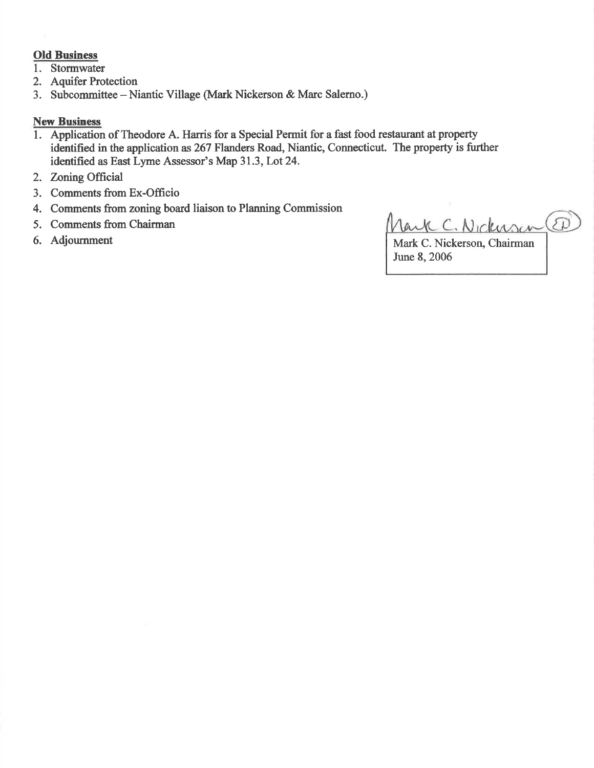**Old Business**

1. Stormwater
2. Aquifer Protection
3. Subcommittee – Niantic Village (Mark Nickerson & Marc Salerno.)

**New Business**

1. Application of Theodore A. Harris for a Special Permit for a fast food restaurant at property identified in the application as 267 Flanders Road, Niantic, Connecticut. The property is further identified as East Lyme Assessor's Map 31.3, Lot 24.
2. Zoning Official
3. Comments from Ex-Officio
4. Comments from zoning board liaison to Planning Commission
5. Comments from Chairman
6. Adjournment

Mark C. Nickerson (ED)

Mark C. Nickerson, Chairman
June 8, 2006